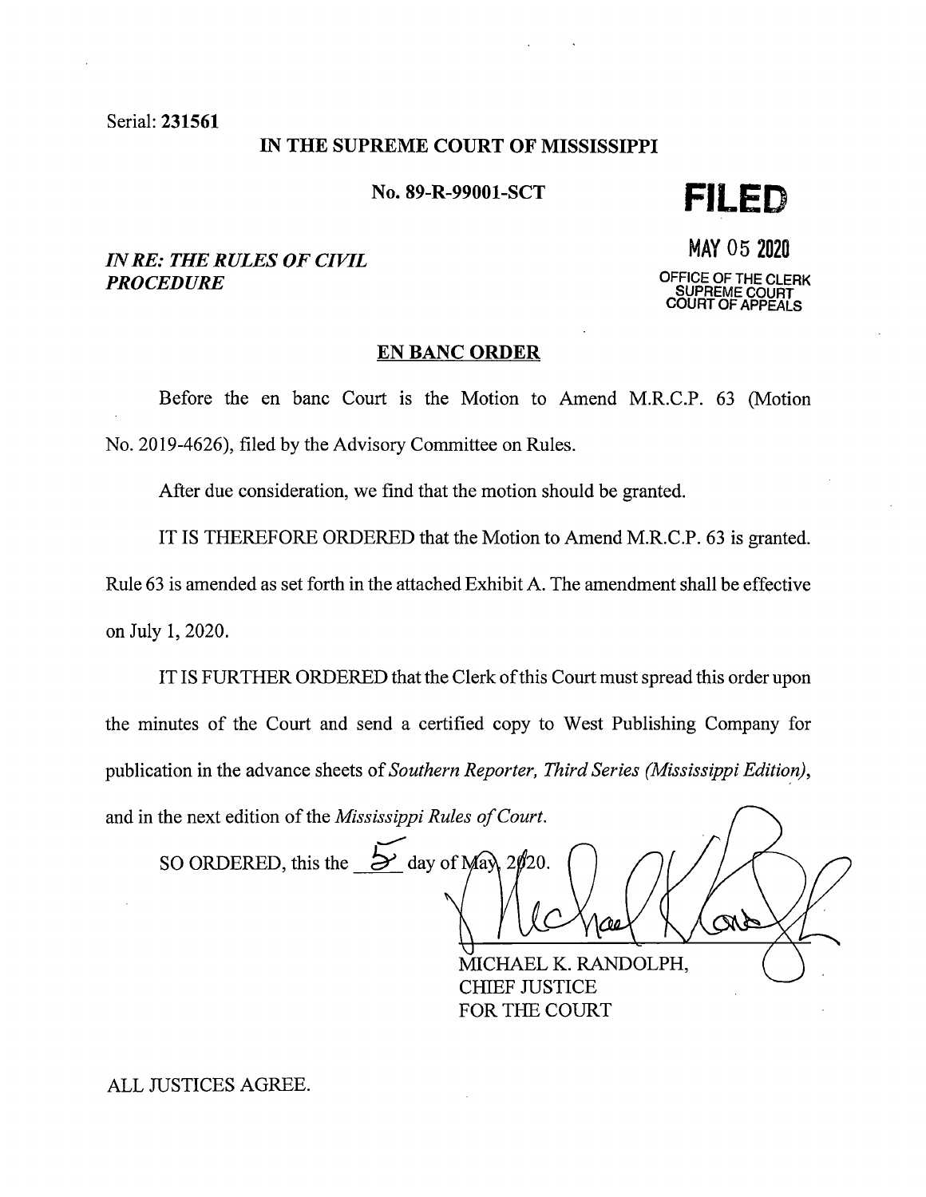Serial: **231561**

**IN THE SUPREME COURT OF MISSISSIPPI**

**No. 89-R-99001-SCT**

**FILED**

**MAY 05 2020**

OFFICE OF THE CLERK
SUPREME COURT
COURT OF APPEALS

***IN RE: THE RULES OF CIVIL PROCEDURE***

**EN BANC ORDER**

Before the en banc Court is the Motion to Amend M.R.C.P. 63 (Motion No. 2019-4626), filed by the Advisory Committee on Rules.

After due consideration, we find that the motion should be granted.

IT IS THEREFORE ORDERED that the Motion to Amend M.R.C.P. 63 is granted. Rule 63 is amended as set forth in the attached Exhibit A. The amendment shall be effective on July 1, 2020.

IT IS FURTHER ORDERED that the Clerk of this Court must spread this order upon the minutes of the Court and send a certified copy to West Publishing Company for publication in the advance sheets of *Southern Reporter, Third Series (Mississippi Edition)*, and in the next edition of the *Mississippi Rules of Court*.

SO ORDERED, this the 5 day of May, 2020.

MICHAEL K. RANDOLPH,
CHIEF JUSTICE
FOR THE COURT

ALL JUSTICES AGREE.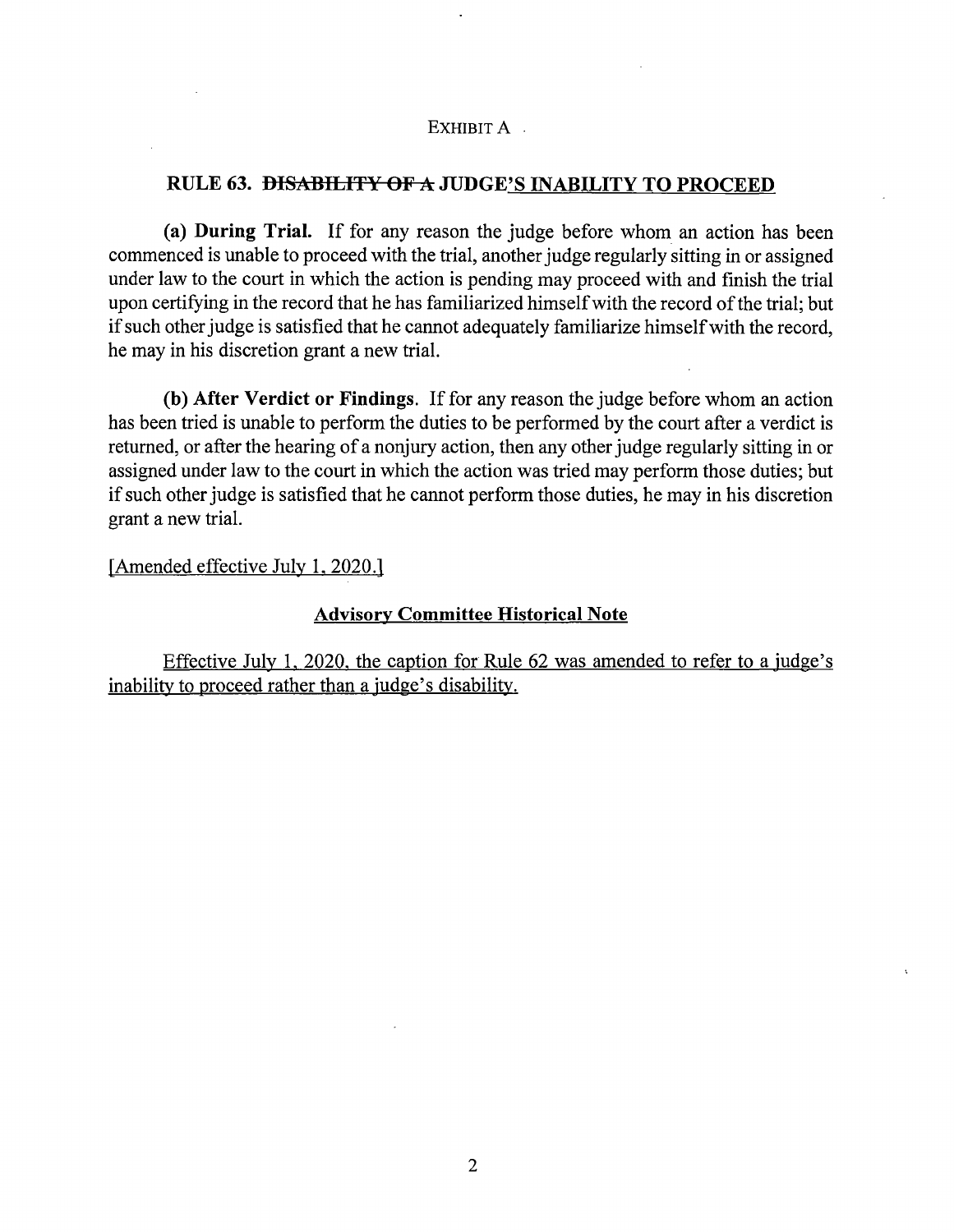EXHIBIT A

## RULE 63. ~~DISABILITY OF A~~ JUDGE'S INABILITY TO PROCEED

**(a) During Trial.** If for any reason the judge before whom an action has been commenced is unable to proceed with the trial, another judge regularly sitting in or assigned under law to the court in which the action is pending may proceed with and finish the trial upon certifying in the record that he has familiarized himself with the record of the trial; but if such other judge is satisfied that he cannot adequately familiarize himself with the record, he may in his discretion grant a new trial.

**(b) After Verdict or Findings.** If for any reason the judge before whom an action has been tried is unable to perform the duties to be performed by the court after a verdict is returned, or after the hearing of a nonjury action, then any other judge regularly sitting in or assigned under law to the court in which the action was tried may perform those duties; but if such other judge is satisfied that he cannot perform those duties, he may in his discretion grant a new trial.

[Amended effective July 1, 2020.]

### Advisory Committee Historical Note

Effective July 1, 2020, the caption for Rule 62 was amended to refer to a judge's inability to proceed rather than a judge's disability.